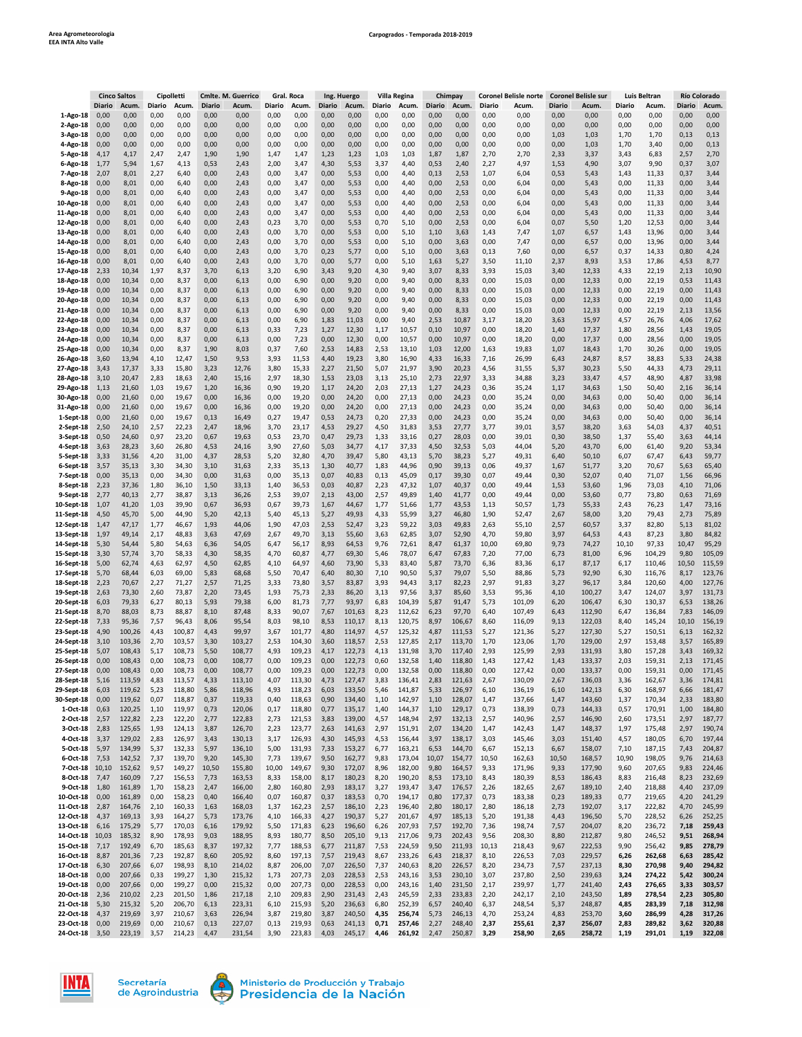Area Agrometeorologia
EEA INTA Alto Valle

Carpogrados - Temporada 2018-2019

| | Cinco Saltos | | Cipolletti | | Cmlte. M. Guerrico | | Gral. Roca | | Ing. Huergo | | Villa Regina | | Chimpay | | Coronel Belisle norte | | Coronel Belisle sur | | Luis Beltran | | Río Colorado | |
|---|---|---|---|---|---|---|---|---|---|---|---|---|---|---|---|---|---|---|---|---|---|---|
| | Diario | Acum. | Diario | Acum. | Diario | Acum. | Diario | Acum. | Diario | Acum. | Diario | Acum. | Diario | Acum. | Diario | Acum. | Diario | Acum. | Diario | Acum. | Diario | Acum. |
| 1-Ago-18 | 0,00 | 0,00 | 0,00 | 0,00 | 0,00 | 0,00 | 0,00 | 0,00 | 0,00 | 0,00 | 0,00 | 0,00 | 0,00 | 0,00 | 0,00 | 0,00 | 0,00 | 0,00 | 0,00 | 0,00 | 0,00 | 0,00 |
| 2-Ago-18 | 0,00 | 0,00 | 0,00 | 0,00 | 0,00 | 0,00 | 0,00 | 0,00 | 0,00 | 0,00 | 0,00 | 0,00 | 0,00 | 0,00 | 0,00 | 0,00 | 0,00 | 0,00 | 0,00 | 0,00 | 0,00 | 0,00 |
| 3-Ago-18 | 0,00 | 0,00 | 0,00 | 0,00 | 0,00 | 0,00 | 0,00 | 0,00 | 0,00 | 0,00 | 0,00 | 0,00 | 0,00 | 0,00 | 0,00 | 0,00 | 1,03 | 1,03 | 1,70 | 1,70 | 0,13 | 0,13 |
| 4-Ago-18 | 0,00 | 0,00 | 0,00 | 0,00 | 0,00 | 0,00 | 0,00 | 0,00 | 0,00 | 0,00 | 0,00 | 0,00 | 0,00 | 0,00 | 0,00 | 0,00 | 0,00 | 1,03 | 1,70 | 3,40 | 0,00 | 0,13 |
| 5-Ago-18 | 4,17 | 4,17 | 2,47 | 2,47 | 1,90 | 1,90 | 1,47 | 1,47 | 1,23 | 1,23 | 1,03 | 1,03 | 1,87 | 1,87 | 2,70 | 2,70 | 2,33 | 3,37 | 3,43 | 6,83 | 2,57 | 2,70 |
| 6-Ago-18 | 1,77 | 5,94 | 1,67 | 4,13 | 0,53 | 2,43 | 2,00 | 3,47 | 4,30 | 5,53 | 3,37 | 4,40 | 0,53 | 2,40 | 2,27 | 4,97 | 1,53 | 4,90 | 3,07 | 9,90 | 0,37 | 3,07 |
| 7-Ago-18 | 2,07 | 8,01 | 2,27 | 6,40 | 0,00 | 2,43 | 0,00 | 3,47 | 0,00 | 5,53 | 0,00 | 4,40 | 0,13 | 2,53 | 1,07 | 6,04 | 0,53 | 5,43 | 1,43 | 11,33 | 0,37 | 3,44 |
| 8-Ago-18 | 0,00 | 8,01 | 0,00 | 6,40 | 0,00 | 2,43 | 0,00 | 3,47 | 0,00 | 5,53 | 0,00 | 4,40 | 0,00 | 2,53 | 0,00 | 6,04 | 0,00 | 5,43 | 0,00 | 11,33 | 0,00 | 3,44 |
| 9-Ago-18 | 0,00 | 8,01 | 0,00 | 6,40 | 0,00 | 2,43 | 0,00 | 3,47 | 0,00 | 5,53 | 0,00 | 4,40 | 0,00 | 2,53 | 0,00 | 6,04 | 0,00 | 5,43 | 0,00 | 11,33 | 0,00 | 3,44 |
| 10-Ago-18 | 0,00 | 8,01 | 0,00 | 6,40 | 0,00 | 2,43 | 0,00 | 3,47 | 0,00 | 5,53 | 0,00 | 4,40 | 0,00 | 2,53 | 0,00 | 6,04 | 0,00 | 5,43 | 0,00 | 11,33 | 0,00 | 3,44 |
| 11-Ago-18 | 0,00 | 8,01 | 0,00 | 6,40 | 0,00 | 2,43 | 0,00 | 3,47 | 0,00 | 5,53 | 0,00 | 4,40 | 0,00 | 2,53 | 0,00 | 6,04 | 0,00 | 5,43 | 0,00 | 11,33 | 0,00 | 3,44 |
| 12-Ago-18 | 0,00 | 8,01 | 0,00 | 6,40 | 0,00 | 2,43 | 0,23 | 3,70 | 0,00 | 5,53 | 0,70 | 5,10 | 0,00 | 2,53 | 0,00 | 6,04 | 0,07 | 5,50 | 1,20 | 12,53 | 0,00 | 3,44 |
| 13-Ago-18 | 0,00 | 8,01 | 0,00 | 6,40 | 0,00 | 2,43 | 0,00 | 3,70 | 0,00 | 5,53 | 0,00 | 5,10 | 1,10 | 3,63 | 1,43 | 7,47 | 1,07 | 6,57 | 1,43 | 13,96 | 0,00 | 3,44 |
| 14-Ago-18 | 0,00 | 8,01 | 0,00 | 6,40 | 0,00 | 2,43 | 0,00 | 3,70 | 0,00 | 5,53 | 0,00 | 5,10 | 0,00 | 3,63 | 0,00 | 7,47 | 0,00 | 6,57 | 0,00 | 13,96 | 0,00 | 3,44 |
| 15-Ago-18 | 0,00 | 8,01 | 0,00 | 6,40 | 0,00 | 2,43 | 0,00 | 3,70 | 0,23 | 5,77 | 0,00 | 5,10 | 0,00 | 3,63 | 0,13 | 7,60 | 0,00 | 6,57 | 0,37 | 14,33 | 0,80 | 4,24 |
| 16-Ago-18 | 0,00 | 8,01 | 0,00 | 6,40 | 0,00 | 2,43 | 0,00 | 3,70 | 0,00 | 5,77 | 0,00 | 5,10 | 1,63 | 5,27 | 3,50 | 11,10 | 2,37 | 8,93 | 3,53 | 17,86 | 4,53 | 8,77 |
| 17-Ago-18 | 2,33 | 10,34 | 1,97 | 8,37 | 3,70 | 6,13 | 3,20 | 6,90 | 3,43 | 9,20 | 4,30 | 9,40 | 3,07 | 8,33 | 3,93 | 15,03 | 3,40 | 12,33 | 4,33 | 22,19 | 2,13 | 10,90 |
| 18-Ago-18 | 0,00 | 10,34 | 0,00 | 8,37 | 0,00 | 6,13 | 0,00 | 6,90 | 0,00 | 9,20 | 0,00 | 9,40 | 0,00 | 8,33 | 0,00 | 15,03 | 0,00 | 12,33 | 0,00 | 22,19 | 0,53 | 11,43 |
| 19-Ago-18 | 0,00 | 10,34 | 0,00 | 8,37 | 0,00 | 6,13 | 0,00 | 6,90 | 0,00 | 9,20 | 0,00 | 9,40 | 0,00 | 8,33 | 0,00 | 15,03 | 0,00 | 12,33 | 0,00 | 22,19 | 0,00 | 11,43 |
| 20-Ago-18 | 0,00 | 10,34 | 0,00 | 8,37 | 0,00 | 6,13 | 0,00 | 6,90 | 0,00 | 9,20 | 0,00 | 9,40 | 0,00 | 8,33 | 0,00 | 15,03 | 0,00 | 12,33 | 0,00 | 22,19 | 0,00 | 11,43 |
| 21-Ago-18 | 0,00 | 10,34 | 0,00 | 8,37 | 0,00 | 6,13 | 0,00 | 6,90 | 0,00 | 9,20 | 0,00 | 9,40 | 0,00 | 8,33 | 0,00 | 15,03 | 0,00 | 12,33 | 0,00 | 22,19 | 2,13 | 13,56 |
| 22-Ago-18 | 0,00 | 10,34 | 0,00 | 8,37 | 0,00 | 6,13 | 0,00 | 6,90 | 1,83 | 11,03 | 0,00 | 9,40 | 2,53 | 10,87 | 3,17 | 18,20 | 3,63 | 15,97 | 4,57 | 26,76 | 4,06 | 17,62 |
| 23-Ago-18 | 0,00 | 10,34 | 0,00 | 8,37 | 0,00 | 6,13 | 0,33 | 7,23 | 1,27 | 12,30 | 1,17 | 10,57 | 0,10 | 10,97 | 0,00 | 18,20 | 1,40 | 17,37 | 1,80 | 28,56 | 1,43 | 19,05 |
| 24-Ago-18 | 0,00 | 10,34 | 0,00 | 8,37 | 0,00 | 6,13 | 0,00 | 7,23 | 0,00 | 12,30 | 0,00 | 10,57 | 0,00 | 10,97 | 0,00 | 18,20 | 0,00 | 17,37 | 0,00 | 28,56 | 0,00 | 19,05 |
| 25-Ago-18 | 0,00 | 10,34 | 0,00 | 8,37 | 1,90 | 8,03 | 0,37 | 7,60 | 2,53 | 14,83 | 2,53 | 13,10 | 1,03 | 12,00 | 1,63 | 19,83 | 1,07 | 18,43 | 1,70 | 30,26 | 0,00 | 19,05 |
| 26-Ago-18 | 3,60 | 13,94 | 4,10 | 12,47 | 1,50 | 9,53 | 3,93 | 11,53 | 4,40 | 19,23 | 3,80 | 16,90 | 4,33 | 16,33 | 7,16 | 26,99 | 6,43 | 24,87 | 8,57 | 38,83 | 5,33 | 24,38 |
| 27-Ago-18 | 3,43 | 17,37 | 3,33 | 15,80 | 3,23 | 12,76 | 3,80 | 15,33 | 2,27 | 21,50 | 5,07 | 21,97 | 3,90 | 20,23 | 4,56 | 31,55 | 5,37 | 30,23 | 5,50 | 44,33 | 4,73 | 29,11 |
| 28-Ago-18 | 3,10 | 20,47 | 2,83 | 18,63 | 2,40 | 15,16 | 2,97 | 18,30 | 1,53 | 23,03 | 3,13 | 25,10 | 2,73 | 22,97 | 3,33 | 34,88 | 3,23 | 33,47 | 4,57 | 48,90 | 4,87 | 33,98 |
| 29-Ago-18 | 1,13 | 21,60 | 1,03 | 19,67 | 1,20 | 16,36 | 0,90 | 19,20 | 1,17 | 24,20 | 2,03 | 27,13 | 1,27 | 24,23 | 0,36 | 35,24 | 1,17 | 34,63 | 1,50 | 50,40 | 2,16 | 36,14 |
| 30-Ago-18 | 0,00 | 21,60 | 0,00 | 19,67 | 0,00 | 16,36 | 0,00 | 19,20 | 0,00 | 24,20 | 0,00 | 27,13 | 0,00 | 24,23 | 0,00 | 35,24 | 0,00 | 34,63 | 0,00 | 50,40 | 0,00 | 36,14 |
| 31-Ago-18 | 0,00 | 21,60 | 0,00 | 19,67 | 0,00 | 16,36 | 0,00 | 19,20 | 0,00 | 24,20 | 0,00 | 27,13 | 0,00 | 24,23 | 0,00 | 35,24 | 0,00 | 34,63 | 0,00 | 50,40 | 0,00 | 36,14 |
| 1-Sept-18 | 0,00 | 21,60 | 0,00 | 19,67 | 0,13 | 16,49 | 0,27 | 19,47 | 0,53 | 24,73 | 0,20 | 27,33 | 0,00 | 24,23 | 0,00 | 35,24 | 0,00 | 34,63 | 0,00 | 50,40 | 0,00 | 36,14 |
| 2-Sept-18 | 2,50 | 24,10 | 2,57 | 22,23 | 2,47 | 18,96 | 3,70 | 23,17 | 4,53 | 29,27 | 4,50 | 31,83 | 3,53 | 27,77 | 3,77 | 39,01 | 3,57 | 38,20 | 3,63 | 54,03 | 4,37 | 40,51 |
| 3-Sept-18 | 0,50 | 24,60 | 0,97 | 23,20 | 0,67 | 19,63 | 0,53 | 23,70 | 0,47 | 29,73 | 1,33 | 33,16 | 0,27 | 28,03 | 0,00 | 39,01 | 0,30 | 38,50 | 1,37 | 55,40 | 3,63 | 44,14 |
| 4-Sept-18 | 3,63 | 28,23 | 3,60 | 26,80 | 4,53 | 24,16 | 3,90 | 27,60 | 5,03 | 34,77 | 4,17 | 37,33 | 4,50 | 32,53 | 5,03 | 44,04 | 5,20 | 43,70 | 6,00 | 61,40 | 9,20 | 53,34 |
| 5-Sept-18 | 3,33 | 31,56 | 4,20 | 31,00 | 4,37 | 28,53 | 5,20 | 32,80 | 4,70 | 39,47 | 5,80 | 43,13 | 5,70 | 38,23 | 5,27 | 49,31 | 6,40 | 50,10 | 6,07 | 67,47 | 6,43 | 59,77 |
| 6-Sept-18 | 3,57 | 35,13 | 3,30 | 34,30 | 3,10 | 31,63 | 2,33 | 35,13 | 1,30 | 40,77 | 1,83 | 44,96 | 0,90 | 39,13 | 0,06 | 49,37 | 1,67 | 51,77 | 3,20 | 70,67 | 5,63 | 65,40 |
| 7-Sept-18 | 0,00 | 35,13 | 0,00 | 34,30 | 0,00 | 31,63 | 0,00 | 35,13 | 0,07 | 40,83 | 0,13 | 45,09 | 0,17 | 39,30 | 0,07 | 49,44 | 0,30 | 52,07 | 0,40 | 71,07 | 1,56 | 66,96 |
| 8-Sept-18 | 2,23 | 37,36 | 1,80 | 36,10 | 1,50 | 33,13 | 1,40 | 36,53 | 0,03 | 40,87 | 2,23 | 47,32 | 1,07 | 40,37 | 0,00 | 49,44 | 1,53 | 53,60 | 1,96 | 73,03 | 4,10 | 71,06 |
| 9-Sept-18 | 2,77 | 40,13 | 2,77 | 38,87 | 3,13 | 36,26 | 2,53 | 39,07 | 2,13 | 43,00 | 2,57 | 49,89 | 1,40 | 41,77 | 0,00 | 49,44 | 0,00 | 53,60 | 0,77 | 73,80 | 0,63 | 71,69 |
| 10-Sept-18 | 1,07 | 41,20 | 1,03 | 39,90 | 0,67 | 36,93 | 0,67 | 39,73 | 1,67 | 44,67 | 1,77 | 51,66 | 1,77 | 43,53 | 1,13 | 50,57 | 1,73 | 55,33 | 2,43 | 76,23 | 1,47 | 73,16 |
| 11-Sept-18 | 4,50 | 45,70 | 5,00 | 44,90 | 5,20 | 42,13 | 5,40 | 45,13 | 5,27 | 49,93 | 4,33 | 55,99 | 3,27 | 46,80 | 1,90 | 52,47 | 2,67 | 58,00 | 3,20 | 79,43 | 2,73 | 75,89 |
| 12-Sept-18 | 1,47 | 47,17 | 1,77 | 46,67 | 1,93 | 44,06 | 1,90 | 47,03 | 2,53 | 52,47 | 3,23 | 59,22 | 3,03 | 49,83 | 2,63 | 55,10 | 2,57 | 60,57 | 3,37 | 82,80 | 5,13 | 81,02 |
| 13-Sept-18 | 1,97 | 49,14 | 2,17 | 48,83 | 3,63 | 47,69 | 2,67 | 49,70 | 3,13 | 55,60 | 3,63 | 62,85 | 3,07 | 52,90 | 4,70 | 59,80 | 3,97 | 64,53 | 4,43 | 87,23 | 3,80 | 84,82 |
| 14-Sept-18 | 5,30 | 54,44 | 5,80 | 54,63 | 6,36 | 54,05 | 6,47 | 56,17 | 8,93 | 64,53 | 9,76 | 72,61 | 8,47 | 61,37 | 10,00 | 69,80 | 9,73 | 74,27 | 10,10 | 97,33 | 10,47 | 95,29 |
| 15-Sept-18 | 3,30 | 57,74 | 3,70 | 58,33 | 4,30 | 58,35 | 4,70 | 60,87 | 4,77 | 69,30 | 5,46 | 78,07 | 6,47 | 67,83 | 7,20 | 77,00 | 6,73 | 81,00 | 6,96 | 104,29 | 9,80 | 105,09 |
| 16-Sept-18 | 5,00 | 62,74 | 4,63 | 62,97 | 4,50 | 62,85 | 4,10 | 64,97 | 4,60 | 73,90 | 5,33 | 83,40 | 5,87 | 73,70 | 6,36 | 83,36 | 6,17 | 87,17 | 6,17 | 110,46 | 10,50 | 115,59 |
| 17-Sept-18 | 5,70 | 68,44 | 6,03 | 69,00 | 5,83 | 68,68 | 5,50 | 70,47 | 6,40 | 80,30 | 7,10 | 90,50 | 5,37 | 79,07 | 5,50 | 88,86 | 5,73 | 92,90 | 6,30 | 116,76 | 8,17 | 123,76 |
| 18-Sept-18 | 2,23 | 70,67 | 2,27 | 71,27 | 2,57 | 71,25 | 3,33 | 73,80 | 3,57 | 83,87 | 3,93 | 94,43 | 3,17 | 82,23 | 2,97 | 91,83 | 3,27 | 96,17 | 3,84 | 120,60 | 4,00 | 127,76 |
| 19-Sept-18 | 2,63 | 73,30 | 2,60 | 73,87 | 2,20 | 73,45 | 1,93 | 75,73 | 2,33 | 86,20 | 3,13 | 97,56 | 3,37 | 85,60 | 3,53 | 95,36 | 4,10 | 100,27 | 3,47 | 124,07 | 3,97 | 131,73 |
| 20-Sept-18 | 6,03 | 79,33 | 6,27 | 80,13 | 5,93 | 79,38 | 6,00 | 81,73 | 7,77 | 93,97 | 6,83 | 104,39 | 5,87 | 91,47 | 5,73 | 101,09 | 6,20 | 106,47 | 6,30 | 130,37 | 6,53 | 138,26 |
| 21-Sept-18 | 8,70 | 88,03 | 8,73 | 88,87 | 8,10 | 87,48 | 8,33 | 90,07 | 7,67 | 101,63 | 8,23 | 112,62 | 6,23 | 97,70 | 6,40 | 107,49 | 6,43 | 112,90 | 6,47 | 136,84 | 7,83 | 146,09 |
| 22-Sept-18 | 7,33 | 95,36 | 7,57 | 96,43 | 8,06 | 95,54 | 8,03 | 98,10 | 8,53 | 110,17 | 8,13 | 120,75 | 8,97 | 106,67 | 8,60 | 116,09 | 9,13 | 122,03 | 8,40 | 145,24 | 10,10 | 156,19 |
| 23-Sept-18 | 4,90 | 100,26 | 4,43 | 100,87 | 4,43 | 99,97 | 3,67 | 101,77 | 4,80 | 114,97 | 4,57 | 125,32 | 4,87 | 111,53 | 5,27 | 121,36 | 5,27 | 127,30 | 5,27 | 150,51 | 6,13 | 162,32 |
| 24-Sept-18 | 3,10 | 103,36 | 2,70 | 103,57 | 3,30 | 103,27 | 2,53 | 104,30 | 3,60 | 118,57 | 2,53 | 127,85 | 2,17 | 113,70 | 1,70 | 123,06 | 1,70 | 129,00 | 2,97 | 153,48 | 3,57 | 165,89 |
| 25-Sept-18 | 5,07 | 108,43 | 5,17 | 108,73 | 5,50 | 108,77 | 4,93 | 109,23 | 4,17 | 122,73 | 4,13 | 131,98 | 3,70 | 117,40 | 2,93 | 125,99 | 2,93 | 131,93 | 3,80 | 157,28 | 3,43 | 169,32 |
| 26-Sept-18 | 0,00 | 108,43 | 0,00 | 108,73 | 0,00 | 108,77 | 0,00 | 109,23 | 0,00 | 122,73 | 0,60 | 132,58 | 1,40 | 118,80 | 1,43 | 127,42 | 1,43 | 133,37 | 2,03 | 159,31 | 2,13 | 171,45 |
| 27-Sept-18 | 0,00 | 108,43 | 0,00 | 108,73 | 0,00 | 108,77 | 0,00 | 109,23 | 0,00 | 122,73 | 0,00 | 132,58 | 0,00 | 118,80 | 0,00 | 127,42 | 0,00 | 133,37 | 0,00 | 159,31 | 0,00 | 171,45 |
| 28-Sept-18 | 5,16 | 113,59 | 4,83 | 113,57 | 4,33 | 113,10 | 4,07 | 113,30 | 4,73 | 127,47 | 3,83 | 136,41 | 2,83 | 121,63 | 2,67 | 130,09 | 2,67 | 136,03 | 3,36 | 162,67 | 3,36 | 174,81 |
| 29-Sept-18 | 6,03 | 119,62 | 5,23 | 118,80 | 5,86 | 118,96 | 4,93 | 118,23 | 6,03 | 133,50 | 5,46 | 141,87 | 5,33 | 126,97 | 6,10 | 136,19 | 6,10 | 142,13 | 6,30 | 168,97 | 6,66 | 181,47 |
| 30-Sept-18 | 0,00 | 119,62 | 0,07 | 118,87 | 0,37 | 119,33 | 0,40 | 118,63 | 0,90 | 134,40 | 1,10 | 142,97 | 1,10 | 128,07 | 1,47 | 137,66 | 1,47 | 143,60 | 1,37 | 170,34 | 2,33 | 183,80 |
| 1-Oct-18 | 0,63 | 120,25 | 1,10 | 119,97 | 0,73 | 120,06 | 0,17 | 118,80 | 0,77 | 135,17 | 1,40 | 144,37 | 1,10 | 129,17 | 0,73 | 138,39 | 0,73 | 144,33 | 0,57 | 170,91 | 1,00 | 184,80 |
| 2-Oct-18 | 2,57 | 122,82 | 2,23 | 122,20 | 2,77 | 122,83 | 2,73 | 121,53 | 3,83 | 139,00 | 4,57 | 148,94 | 2,97 | 132,13 | 2,57 | 140,96 | 2,57 | 146,90 | 2,60 | 173,51 | 2,97 | 187,77 |
| 3-Oct-18 | 2,83 | 125,65 | 1,93 | 124,13 | 3,87 | 126,70 | 2,23 | 123,77 | 2,63 | 141,63 | 2,97 | 151,91 | 2,07 | 134,20 | 1,47 | 142,43 | 1,47 | 148,37 | 1,97 | 175,48 | 2,97 | 190,74 |
| 4-Oct-18 | 3,37 | 129,02 | 2,83 | 126,97 | 3,43 | 130,13 | 3,17 | 126,93 | 4,30 | 145,93 | 4,53 | 156,44 | 3,97 | 138,17 | 3,03 | 145,46 | 3,03 | 151,40 | 4,57 | 180,05 | 6,70 | 197,44 |
| 5-Oct-18 | 5,97 | 134,99 | 5,37 | 132,33 | 5,97 | 136,10 | 5,00 | 131,93 | 7,33 | 153,27 | 6,77 | 163,21 | 6,53 | 144,70 | 6,67 | 152,13 | 6,67 | 158,07 | 7,10 | 187,15 | 7,43 | 204,87 |
| 6-Oct-18 | 7,53 | 142,52 | 7,37 | 139,70 | 9,20 | 145,30 | 7,73 | 139,67 | 9,50 | 162,77 | 9,83 | 173,04 | 10,07 | 154,77 | 10,50 | 162,63 | 10,50 | 168,57 | 10,90 | 198,05 | 9,76 | 214,63 |
| 7-Oct-18 | 10,10 | 152,62 | 9,57 | 149,27 | 10,50 | 155,80 | 10,00 | 149,67 | 9,30 | 172,07 | 8,96 | 182,00 | 9,80 | 164,57 | 9,33 | 171,96 | 9,33 | 177,90 | 9,60 | 207,65 | 9,83 | 224,46 |
| 8-Oct-18 | 7,47 | 160,09 | 7,27 | 156,53 | 7,73 | 163,53 | 8,33 | 158,00 | 8,17 | 180,23 | 8,20 | 190,20 | 8,53 | 173,10 | 8,43 | 180,39 | 8,53 | 186,43 | 8,83 | 216,48 | 8,23 | 232,69 |
| 9-Oct-18 | 1,80 | 161,89 | 1,70 | 158,23 | 2,47 | 166,00 | 2,80 | 160,80 | 2,93 | 183,17 | 3,27 | 193,47 | 3,47 | 176,57 | 2,26 | 182,65 | 2,67 | 189,10 | 2,40 | 218,88 | 4,40 | 237,09 |
| 10-Oct-18 | 0,00 | 161,89 | 0,00 | 158,23 | 0,40 | 166,40 | 0,07 | 160,87 | 0,37 | 183,53 | 0,70 | 194,17 | 0,80 | 177,37 | 0,73 | 183,38 | 0,23 | 189,33 | 0,77 | 219,65 | 4,20 | 241,29 |
| 11-Oct-18 | 2,87 | 164,76 | 2,10 | 160,33 | 1,63 | 168,03 | 1,37 | 162,23 | 2,57 | 186,10 | 2,23 | 196,40 | 2,80 | 180,17 | 2,80 | 186,18 | 2,73 | 192,07 | 3,17 | 222,82 | 4,70 | 245,99 |
| 12-Oct-18 | 4,37 | 169,13 | 3,93 | 164,27 | 5,73 | 173,76 | 4,10 | 166,33 | 4,27 | 190,37 | 5,27 | 201,67 | 4,97 | 185,13 | 5,20 | 191,38 | 4,43 | 196,50 | 5,70 | 228,52 | 6,26 | 252,25 |
| 13-Oct-18 | 6,16 | 175,29 | 5,77 | 170,03 | 6,16 | 179,92 | 5,50 | 171,83 | 6,23 | 196,60 | 6,26 | 207,93 | 7,57 | 192,70 | 7,36 | 198,74 | 7,57 | 204,07 | 8,20 | 236,72 | 7,18 | 259,43 |
| 14-Oct-18 | 10,03 | 185,32 | 8,90 | 178,93 | 9,03 | 188,95 | 8,93 | 180,77 | 8,50 | 205,10 | 9,13 | 217,06 | 9,73 | 202,43 | 9,56 | 208,30 | 8,73 | 212,87 | 9,80 | 246,52 | 9,51 | 268,94 |
| 15-Oct-18 | 7,17 | 192,49 | 6,70 | 185,63 | 8,37 | 197,32 | 7,77 | 188,53 | 6,77 | 211,87 | 7,53 | 224,59 | 9,50 | 211,93 | 10,13 | 218,43 | 9,67 | 222,53 | 9,90 | 256,42 | 9,85 | 278,79 |
| 16-Oct-18 | 8,87 | 201,36 | 7,23 | 192,87 | 8,60 | 205,92 | 8,60 | 197,13 | 7,57 | 219,43 | 8,67 | 233,26 | 6,43 | 218,37 | 8,10 | 226,53 | 7,03 | 229,57 | 6,26 | 262,68 | 6,63 | 285,42 |
| 17-Oct-18 | 6,30 | 207,66 | 6,07 | 198,93 | 8,10 | 214,02 | 8,87 | 206,00 | 7,07 | 226,50 | 7,37 | 240,63 | 8,20 | 226,57 | 8,20 | 234,73 | 7,57 | 237,13 | 8,30 | 270,98 | 9,40 | 294,82 |
| 18-Oct-18 | 0,00 | 207,66 | 0,33 | 199,27 | 1,30 | 215,32 | 1,73 | 207,73 | 2,03 | 228,53 | 2,53 | 243,16 | 3,53 | 230,10 | 3,07 | 237,80 | 2,50 | 239,63 | 3,24 | 274,22 | 5,42 | 300,24 |
| 19-Oct-18 | 0,00 | 207,66 | 0,00 | 199,27 | 0,00 | 215,32 | 0,00 | 207,73 | 0,00 | 228,53 | 0,00 | 243,16 | 1,40 | 231,50 | 2,17 | 239,97 | 1,77 | 241,40 | 2,43 | 276,65 | 3,33 | 303,57 |
| 20-Oct-18 | 2,36 | 210,02 | 2,23 | 201,50 | 1,86 | 217,18 | 2,10 | 209,83 | 2,90 | 231,43 | 2,43 | 245,59 | 2,33 | 233,83 | 2,20 | 242,17 | 2,10 | 243,50 | 1,89 | 278,54 | 2,23 | 305,80 |
| 21-Oct-18 | 5,30 | 215,32 | 5,20 | 206,70 | 6,13 | 223,31 | 6,10 | 215,93 | 5,20 | 236,63 | 6,80 | 252,39 | 6,57 | 240,40 | 6,37 | 248,54 | 5,37 | 248,87 | 4,85 | 283,39 | 7,18 | 312,98 |
| 22-Oct-18 | 4,37 | 219,69 | 3,97 | 210,67 | 3,63 | 226,94 | 3,87 | 219,80 | 3,87 | 240,50 | 4,35 | 256,74 | 5,73 | 246,13 | 4,70 | 253,24 | 4,83 | 253,70 | 3,60 | 286,99 | 4,28 | 317,26 |
| 23-Oct-18 | 0,00 | 219,69 | 0,00 | 210,67 | 0,13 | 227,07 | 0,13 | 219,93 | 0,63 | 241,13 | 0,71 | 257,46 | 2,27 | 248,40 | 2,37 | 255,61 | 2,37 | 256,07 | 2,83 | 289,82 | 3,62 | 320,88 |
| 24-Oct-18 | 3,50 | 223,19 | 3,57 | 214,23 | 4,47 | 231,54 | 3,90 | 223,83 | 4,03 | 245,17 | 4,46 | 261,92 | 2,47 | 250,87 | 3,29 | 258,90 | 2,65 | 258,72 | 1,19 | 291,01 | 1,19 | 322,08 |

INTA

Secretaría de Agroindustria

Ministerio de Producción y Trabajo
Presidencia de la Nación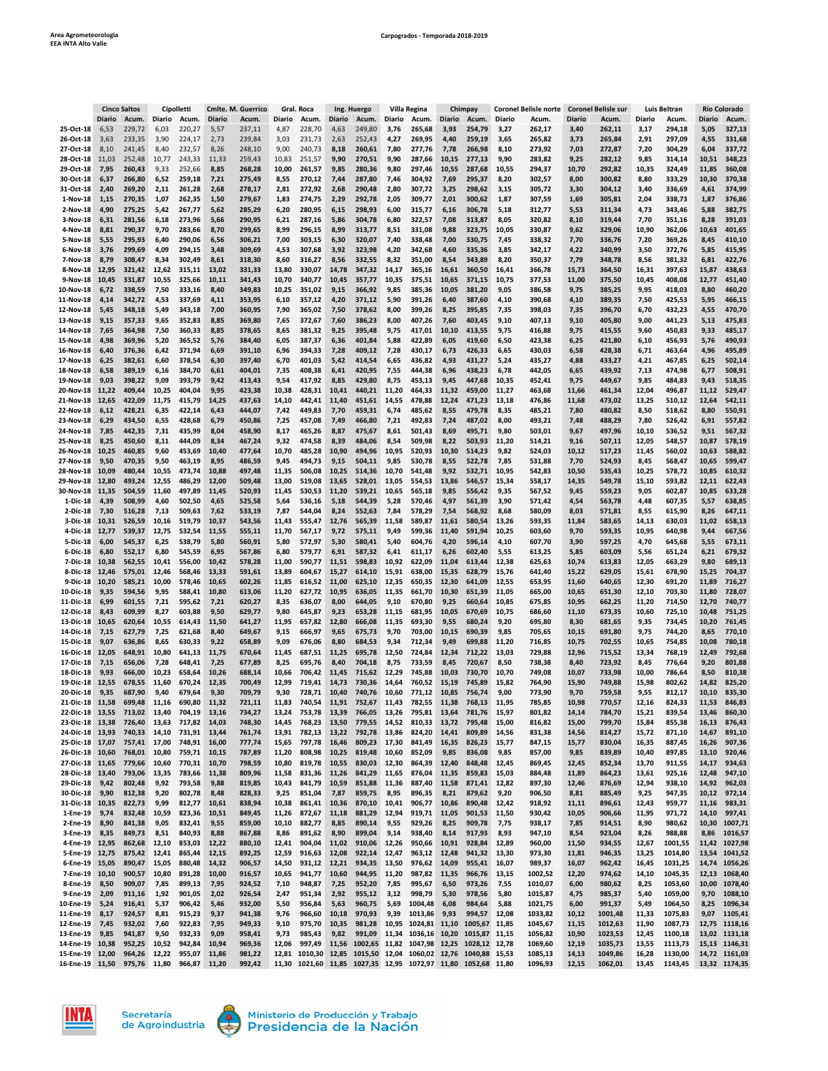Area Agrometeorologia
EEA INTA Alto Valle

Carpogrados - Temporada 2018-2019

| | Cinco Saltos | | Cipolletti | | Cmlte. M. Guerrico | | Gral. Roca | | Ing. Huergo | | Villa Regina | | Chimpay | | Coronel Belisle norte | | Coronel Belisle sur | | Luis Beltran | | Río Colorado | |
|---|---|---|---|---|---|---|---|---|---|---|---|---|---|---|---|---|---|---|---|---|---|---|
| | Diario | Acum. | Diario | Acum. | Diario | Acum. | Diario | Acum. | Diario | Acum. | Diario | Acum. | Diario | Acum. | Diario | Acum. | Diario | Acum. | Diario | Acum. | Diario | Acum. |
| 25-Oct-18 | 6,53 | 229,72 | 6,03 | 220,27 | 5,57 | 237,11 | 4,87 | 228,70 | 4,63 | 249,80 | 3,76 | 265,68 | 3,93 | 254,79 | 3,27 | 262,17 | 3,40 | 262,11 | 3,17 | 294,18 | 5,05 | 327,13 |
| 26-Oct-18 | 3,63 | 233,35 | 3,90 | 224,17 | 2,73 | 239,84 | 3,03 | 231,73 | 2,63 | 252,43 | 4,27 | 269,95 | 4,40 | 259,19 | 3,65 | 265,82 | 3,73 | 265,84 | 2,91 | 297,09 | 4,55 | 331,68 |
| 27-Oct-18 | 8,10 | 241,45 | 8,40 | 232,57 | 8,26 | 248,10 | 9,00 | 240,73 | 8,18 | 260,61 | 7,80 | 277,76 | 7,78 | 266,98 | 8,10 | 273,92 | 7,03 | 272,87 | 7,20 | 304,29 | 6,04 | 337,72 |
| 28-Oct-18 | 11,03 | 252,48 | 10,77 | 243,33 | 11,33 | 259,43 | 10,83 | 251,57 | 9,90 | 270,51 | 9,90 | 287,66 | 10,15 | 277,13 | 9,90 | 283,82 | 9,25 | 282,12 | 9,85 | 314,14 | 10,51 | 348,23 |
| 29-Oct-18 | 7,95 | 260,43 | 9,33 | 252,66 | 8,85 | 268,28 | 10,00 | 261,57 | 9,85 | 280,36 | 9,80 | 297,46 | 10,55 | 287,68 | 10,55 | 294,37 | 10,70 | 292,82 | 10,35 | 324,49 | 11,85 | 360,08 |
| 30-Oct-18 | 6,37 | 266,80 | 6,52 | 259,18 | 7,21 | 275,49 | 8,55 | 270,12 | 7,44 | 287,80 | 7,46 | 304,92 | 7,69 | 295,37 | 8,20 | 302,57 | 8,00 | 300,82 | 8,80 | 333,29 | 10,30 | 370,38 |
| 31-Oct-18 | 2,40 | 269,20 | 2,11 | 261,28 | 2,68 | 278,17 | 2,81 | 272,92 | 2,68 | 290,48 | 2,80 | 307,72 | 3,25 | 298,62 | 3,15 | 305,72 | 3,30 | 304,12 | 3,40 | 336,69 | 4,61 | 374,99 |
| 1-Nov-18 | 1,15 | 270,35 | 1,07 | 262,35 | 1,50 | 279,67 | 1,83 | 274,75 | 2,29 | 292,78 | 2,05 | 309,77 | 2,01 | 300,62 | 1,87 | 307,59 | 1,69 | 305,81 | 2,04 | 338,73 | 1,87 | 376,86 |
| 2-Nov-18 | 4,90 | 275,25 | 5,42 | 267,77 | 5,62 | 285,29 | 6,20 | 280,95 | 6,15 | 298,93 | 6,00 | 315,77 | 6,16 | 306,78 | 5,18 | 312,77 | 5,53 | 311,34 | 4,73 | 343,46 | 5,88 | 382,75 |
| 3-Nov-18 | 6,31 | 281,56 | 6,18 | 273,96 | 5,66 | 290,95 | 6,21 | 287,16 | 5,86 | 304,78 | 6,80 | 322,57 | 7,08 | 313,87 | 8,05 | 320,82 | 8,10 | 319,44 | 7,70 | 351,16 | 8,28 | 391,03 |
| 4-Nov-18 | 8,81 | 290,37 | 9,70 | 283,66 | 8,70 | 299,65 | 8,99 | 296,15 | 8,99 | 313,77 | 8,51 | 331,08 | 9,88 | 323,75 | 10,05 | 330,87 | 9,62 | 329,06 | 10,90 | 362,06 | 10,63 | 401,65 |
| 5-Nov-18 | 5,55 | 295,93 | 6,40 | 290,06 | 6,56 | 306,21 | 7,00 | 303,15 | 6,30 | 320,07 | 7,40 | 338,48 | 7,00 | 330,75 | 7,45 | 338,32 | 7,70 | 336,76 | 7,20 | 369,26 | 8,45 | 410,10 |
| 6-Nov-18 | 3,76 | 299,69 | 4,09 | 294,15 | 3,48 | 309,69 | 4,53 | 307,68 | 3,92 | 323,98 | 4,20 | 342,68 | 4,60 | 335,36 | 3,85 | 342,17 | 4,22 | 340,99 | 3,50 | 372,76 | 5,85 | 415,95 |
| 7-Nov-18 | 8,79 | 308,47 | 8,34 | 302,49 | 8,61 | 318,30 | 8,60 | 316,27 | 8,56 | 332,55 | 8,32 | 351,00 | 8,54 | 343,89 | 8,20 | 350,37 | 7,79 | 348,78 | 8,56 | 381,32 | 6,81 | 422,76 |
| 8-Nov-18 | 12,95 | 321,42 | 12,62 | 315,11 | 13,02 | 331,33 | 13,80 | 330,07 | 14,78 | 347,32 | 14,17 | 365,16 | 16,61 | 360,50 | 16,41 | 366,78 | 15,73 | 364,50 | 16,31 | 397,63 | 15,87 | 438,63 |
| 9-Nov-18 | 10,45 | 331,87 | 10,55 | 325,66 | 10,11 | 341,43 | 10,70 | 340,77 | 10,45 | 357,77 | 10,35 | 375,51 | 10,65 | 371,15 | 10,75 | 377,53 | 11,00 | 375,50 | 10,45 | 408,08 | 12,77 | 451,40 |
| 10-Nov-18 | 6,72 | 338,59 | 7,50 | 333,16 | 8,40 | 349,83 | 10,25 | 351,02 | 9,15 | 366,92 | 9,85 | 385,36 | 10,05 | 381,20 | 9,05 | 386,58 | 9,75 | 385,25 | 9,95 | 418,03 | 8,80 | 460,20 |
| 11-Nov-18 | 4,14 | 342,72 | 4,53 | 337,69 | 4,11 | 353,95 | 6,10 | 357,12 | 4,20 | 371,12 | 5,90 | 391,26 | 6,40 | 387,60 | 4,10 | 390,68 | 4,10 | 389,35 | 7,50 | 425,53 | 5,95 | 466,15 |
| 12-Nov-18 | 5,45 | 348,18 | 5,49 | 343,18 | 7,00 | 360,95 | 7,90 | 365,02 | 7,50 | 378,62 | 8,00 | 399,26 | 8,25 | 395,85 | 7,35 | 398,03 | 7,35 | 396,70 | 6,70 | 432,23 | 4,55 | 470,70 |
| 13-Nov-18 | 9,15 | 357,33 | 9,65 | 352,83 | 8,85 | 369,80 | 7,65 | 372,67 | 7,60 | 386,23 | 8,00 | 407,26 | 7,60 | 403,45 | 9,10 | 407,13 | 9,10 | 405,80 | 9,00 | 441,23 | 5,13 | 475,83 |
| 14-Nov-18 | 7,65 | 364,98 | 7,50 | 360,33 | 8,85 | 378,65 | 8,65 | 381,32 | 9,25 | 395,48 | 9,75 | 417,01 | 10,10 | 413,55 | 9,75 | 416,88 | 9,75 | 415,55 | 9,60 | 450,83 | 9,33 | 485,17 |
| 15-Nov-18 | 4,98 | 369,96 | 5,20 | 365,52 | 5,76 | 384,40 | 6,05 | 387,37 | 6,36 | 401,84 | 5,88 | 422,89 | 6,05 | 419,60 | 6,50 | 423,38 | 6,25 | 421,80 | 6,10 | 456,93 | 5,76 | 490,93 |
| 16-Nov-18 | 6,40 | 376,36 | 6,42 | 371,94 | 6,69 | 391,10 | 6,96 | 394,33 | 7,28 | 409,12 | 7,28 | 430,17 | 6,73 | 426,33 | 6,65 | 430,03 | 6,58 | 428,38 | 6,71 | 463,64 | 4,96 | 495,89 |
| 17-Nov-18 | 6,25 | 382,61 | 6,60 | 378,54 | 6,30 | 397,40 | 6,70 | 401,03 | 5,42 | 414,54 | 6,65 | 436,82 | 4,93 | 431,27 | 5,24 | 435,27 | 4,88 | 433,27 | 4,21 | 467,85 | 6,25 | 502,14 |
| 18-Nov-18 | 6,58 | 389,19 | 6,16 | 384,70 | 6,61 | 404,01 | 7,35 | 408,38 | 6,41 | 420,95 | 7,55 | 444,38 | 6,96 | 438,23 | 6,78 | 442,05 | 6,65 | 439,92 | 7,13 | 474,98 | 6,77 | 508,91 |
| 19-Nov-18 | 9,03 | 398,22 | 9,09 | 393,79 | 9,42 | 413,43 | 9,54 | 417,92 | 8,85 | 429,80 | 8,75 | 453,13 | 9,45 | 447,68 | 10,35 | 452,41 | 9,75 | 449,67 | 9,85 | 484,83 | 9,43 | 518,35 |
| 20-Nov-18 | 11,22 | 409,44 | 10,25 | 404,04 | 9,95 | 423,38 | 10,38 | 428,31 | 10,41 | 440,21 | 11,20 | 464,33 | 11,32 | 459,00 | 11,27 | 463,68 | 11,66 | 461,34 | 12,04 | 496,87 | 11,12 | 529,47 |
| 21-Nov-18 | 12,65 | 422,09 | 11,75 | 415,79 | 14,25 | 437,63 | 14,10 | 442,41 | 11,40 | 451,61 | 14,55 | 478,88 | 12,24 | 471,23 | 13,18 | 476,86 | 11,68 | 473,02 | 13,25 | 510,12 | 12,64 | 542,11 |
| 22-Nov-18 | 6,12 | 428,21 | 6,35 | 422,14 | 6,43 | 444,07 | 7,42 | 449,83 | 7,70 | 459,31 | 6,74 | 485,62 | 8,55 | 479,78 | 8,35 | 485,21 | 7,80 | 480,82 | 8,50 | 518,62 | 8,80 | 550,91 |
| 23-Nov-18 | 6,29 | 434,50 | 6,55 | 428,68 | 6,79 | 450,86 | 7,25 | 457,08 | 7,49 | 466,80 | 7,21 | 492,83 | 7,24 | 487,02 | 8,00 | 493,21 | 7,48 | 488,29 | 7,80 | 526,42 | 6,91 | 557,82 |
| 24-Nov-18 | 7,85 | 442,35 | 7,31 | 435,99 | 8,04 | 458,90 | 8,17 | 465,26 | 8,87 | 475,67 | 8,61 | 501,43 | 8,69 | 495,71 | 9,80 | 503,01 | 9,67 | 497,96 | 10,10 | 536,52 | 9,51 | 567,32 |
| 25-Nov-18 | 8,25 | 450,60 | 8,11 | 444,09 | 8,34 | 467,24 | 9,32 | 474,58 | 8,39 | 484,06 | 8,54 | 509,98 | 8,22 | 503,93 | 11,20 | 514,21 | 9,16 | 507,11 | 12,05 | 548,57 | 10,87 | 578,19 |
| 26-Nov-18 | 10,25 | 460,85 | 9,60 | 453,69 | 10,40 | 477,64 | 10,70 | 485,28 | 10,90 | 494,96 | 10,95 | 520,93 | 10,30 | 514,23 | 9,82 | 524,03 | 10,12 | 517,23 | 11,45 | 560,02 | 10,63 | 588,82 |
| 27-Nov-18 | 9,50 | 470,35 | 9,50 | 463,19 | 8,95 | 486,59 | 9,45 | 494,73 | 9,15 | 504,11 | 9,85 | 530,78 | 8,55 | 522,78 | 7,85 | 531,88 | 7,70 | 524,93 | 8,45 | 568,47 | 10,65 | 599,47 |
| 28-Nov-18 | 10,09 | 480,44 | 10,55 | 473,74 | 10,88 | 497,48 | 11,35 | 506,08 | 10,25 | 514,36 | 10,70 | 541,48 | 9,92 | 532,71 | 10,95 | 542,83 | 10,50 | 535,43 | 10,25 | 578,72 | 10,85 | 610,32 |
| 29-Nov-18 | 12,80 | 493,24 | 12,55 | 486,29 | 12,00 | 509,48 | 13,00 | 519,08 | 13,65 | 528,01 | 13,05 | 554,53 | 13,86 | 546,57 | 15,34 | 558,17 | 14,35 | 549,78 | 15,10 | 593,82 | 12,11 | 622,43 |
| 30-Nov-18 | 11,35 | 504,59 | 11,60 | 497,89 | 11,45 | 520,93 | 11,45 | 530,53 | 11,20 | 539,21 | 10,65 | 565,18 | 9,85 | 556,42 | 9,35 | 567,52 | 9,45 | 559,23 | 9,05 | 602,87 | 10,85 | 633,28 |
| 1-Dic-18 | 4,39 | 508,99 | 4,60 | 502,50 | 4,65 | 525,58 | 5,64 | 536,16 | 5,18 | 544,39 | 5,28 | 570,46 | 4,97 | 561,39 | 3,90 | 571,42 | 4,54 | 563,78 | 4,48 | 607,35 | 5,57 | 638,85 |
| 2-Dic-18 | 7,30 | 516,28 | 7,13 | 509,63 | 7,62 | 533,19 | 7,87 | 544,04 | 8,24 | 552,63 | 7,84 | 578,29 | 7,54 | 568,92 | 8,68 | 580,09 | 8,03 | 571,81 | 8,55 | 615,90 | 8,26 | 647,11 |
| 3-Dic-18 | 10,31 | 526,59 | 10,16 | 519,79 | 10,37 | 543,56 | 11,43 | 555,47 | 12,76 | 565,39 | 11,58 | 589,87 | 11,61 | 580,54 | 13,26 | 593,35 | 11,84 | 583,65 | 14,13 | 630,03 | 11,02 | 658,13 |
| 4-Dic-18 | 12,77 | 539,37 | 12,75 | 532,54 | 11,55 | 555,11 | 11,70 | 567,17 | 9,72 | 575,11 | 9,49 | 599,36 | 11,40 | 591,94 | 10,25 | 603,60 | 9,70 | 593,35 | 10,95 | 640,98 | 9,44 | 667,56 |
| 5-Dic-18 | 6,00 | 545,37 | 6,25 | 538,79 | 5,80 | 560,91 | 5,80 | 572,97 | 5,30 | 580,41 | 5,40 | 604,76 | 4,20 | 596,14 | 4,10 | 607,70 | 3,90 | 597,25 | 4,70 | 645,68 | 5,55 | 673,11 |
| 6-Dic-18 | 6,80 | 552,17 | 6,80 | 545,59 | 6,95 | 567,86 | 6,80 | 579,77 | 6,91 | 587,32 | 6,41 | 611,17 | 6,26 | 602,40 | 5,55 | 613,25 | 5,85 | 603,09 | 5,56 | 651,24 | 6,21 | 679,32 |
| 7-Dic-18 | 10,38 | 562,55 | 10,41 | 556,00 | 10,42 | 578,28 | 11,00 | 590,77 | 11,51 | 598,83 | 10,92 | 622,09 | 11,04 | 613,44 | 12,38 | 625,63 | 10,74 | 613,83 | 12,05 | 663,29 | 9,80 | 689,13 |
| 8-Dic-18 | 12,46 | 575,01 | 12,46 | 568,46 | 13,33 | 591,61 | 13,89 | 604,67 | 15,27 | 614,10 | 15,91 | 638,00 | 15,35 | 628,79 | 15,76 | 641,40 | 15,22 | 629,05 | 15,61 | 678,90 | 15,25 | 704,37 |
| 9-Dic-18 | 10,20 | 585,21 | 10,00 | 578,46 | 10,65 | 602,26 | 11,85 | 616,52 | 11,00 | 625,10 | 12,35 | 650,35 | 12,30 | 641,09 | 12,55 | 653,95 | 11,60 | 640,65 | 12,30 | 691,20 | 11,89 | 716,27 |
| 10-Dic-18 | 9,35 | 594,56 | 9,95 | 588,41 | 10,80 | 613,06 | 11,20 | 627,72 | 10,95 | 636,05 | 11,35 | 661,70 | 10,30 | 651,39 | 11,05 | 665,00 | 10,65 | 651,30 | 12,10 | 703,30 | 11,80 | 728,07 |
| 11-Dic-18 | 6,99 | 601,55 | 7,21 | 595,62 | 7,21 | 620,27 | 8,35 | 636,07 | 8,00 | 644,05 | 9,10 | 670,80 | 9,25 | 660,64 | 10,85 | 675,85 | 10,95 | 662,25 | 11,20 | 714,50 | 12,70 | 740,77 |
| 12-Dic-18 | 8,43 | 609,99 | 8,27 | 603,88 | 9,50 | 629,77 | 9,80 | 645,87 | 9,23 | 653,28 | 11,15 | 681,95 | 10,05 | 670,69 | 10,75 | 686,60 | 11,10 | 673,35 | 10,60 | 725,10 | 10,48 | 751,25 |
| 13-Dic-18 | 10,65 | 620,64 | 10,55 | 614,43 | 11,50 | 641,27 | 11,95 | 657,82 | 12,80 | 666,08 | 11,35 | 693,30 | 9,55 | 680,24 | 9,20 | 695,80 | 8,30 | 681,65 | 9,35 | 734,45 | 10,20 | 761,45 |
| 14-Dic-18 | 7,15 | 627,79 | 7,25 | 621,68 | 8,40 | 649,67 | 9,15 | 666,97 | 9,65 | 675,73 | 9,70 | 703,00 | 10,15 | 690,39 | 9,85 | 705,65 | 10,15 | 691,80 | 9,75 | 744,20 | 8,65 | 770,10 |
| 15-Dic-18 | 9,07 | 636,86 | 8,65 | 630,33 | 9,22 | 658,89 | 9,09 | 676,06 | 8,80 | 684,53 | 9,34 | 712,34 | 9,49 | 699,88 | 11,20 | 716,85 | 10,75 | 702,55 | 10,65 | 754,85 | 10,08 | 780,18 |
| 16-Dic-18 | 12,05 | 648,91 | 10,80 | 641,13 | 11,75 | 670,64 | 11,45 | 687,51 | 11,25 | 695,78 | 12,50 | 724,84 | 12,34 | 712,22 | 13,03 | 729,88 | 12,96 | 715,52 | 13,34 | 768,19 | 12,49 | 792,68 |
| 17-Dic-18 | 7,15 | 656,06 | 7,28 | 648,41 | 7,25 | 677,89 | 8,25 | 695,76 | 8,40 | 704,18 | 8,75 | 733,59 | 8,45 | 720,67 | 8,50 | 738,38 | 8,40 | 723,92 | 8,45 | 776,64 | 9,20 | 801,88 |
| 18-Dic-18 | 9,93 | 666,00 | 10,23 | 658,64 | 10,26 | 688,14 | 10,66 | 706,42 | 11,45 | 715,62 | 12,29 | 745,88 | 10,03 | 730,70 | 10,70 | 749,08 | 10,07 | 733,98 | 10,00 | 786,64 | 8,50 | 810,38 |
| 19-Dic-18 | 12,55 | 678,55 | 11,60 | 670,24 | 12,35 | 700,49 | 12,99 | 719,41 | 14,73 | 730,36 | 14,64 | 760,52 | 15,19 | 745,89 | 15,82 | 764,90 | 15,90 | 749,88 | 15,98 | 802,62 | 14,82 | 825,20 |
| 20-Dic-18 | 9,35 | 687,90 | 9,40 | 679,64 | 9,30 | 709,79 | 9,30 | 728,71 | 10,40 | 740,76 | 10,60 | 771,12 | 10,85 | 756,74 | 9,00 | 773,90 | 9,70 | 759,58 | 9,55 | 812,17 | 10,10 | 835,30 |
| 21-Dic-18 | 11,58 | 699,48 | 11,16 | 690,80 | 11,32 | 721,11 | 11,83 | 740,54 | 11,91 | 752,67 | 11,43 | 782,55 | 11,38 | 768,13 | 11,95 | 785,85 | 10,98 | 770,57 | 12,16 | 824,33 | 11,53 | 846,83 |
| 22-Dic-18 | 13,55 | 713,02 | 13,40 | 704,19 | 13,16 | 734,27 | 13,24 | 753,78 | 13,39 | 766,05 | 13,26 | 795,81 | 13,64 | 781,76 | 15,97 | 801,82 | 14,14 | 784,70 | 15,21 | 839,54 | 13,46 | 860,30 |
| 23-Dic-18 | 13,38 | 726,40 | 13,63 | 717,82 | 14,03 | 748,30 | 14,45 | 768,23 | 13,50 | 779,55 | 14,52 | 810,33 | 13,72 | 795,48 | 15,00 | 816,82 | 15,00 | 799,70 | 15,84 | 855,38 | 16,13 | 876,43 |
| 24-Dic-18 | 13,93 | 740,33 | 14,10 | 731,91 | 13,44 | 761,74 | 13,91 | 782,13 | 13,22 | 792,78 | 13,86 | 824,20 | 14,41 | 809,89 | 14,56 | 831,38 | 14,56 | 814,27 | 15,72 | 871,10 | 14,67 | 891,10 |
| 25-Dic-18 | 17,07 | 757,41 | 17,00 | 748,91 | 16,00 | 777,74 | 15,65 | 797,78 | 16,46 | 809,23 | 17,30 | 841,49 | 16,35 | 826,23 | 15,77 | 847,15 | 15,77 | 830,04 | 16,35 | 887,45 | 16,26 | 907,36 |
| 26-Dic-18 | 10,60 | 768,01 | 10,80 | 759,71 | 10,15 | 787,89 | 11,20 | 808,98 | 10,25 | 819,48 | 10,60 | 852,09 | 9,85 | 836,08 | 9,85 | 857,00 | 9,85 | 839,89 | 10,40 | 897,85 | 13,10 | 920,46 |
| 27-Dic-18 | 11,65 | 779,66 | 10,60 | 770,31 | 10,70 | 798,59 | 10,80 | 819,78 | 10,55 | 830,03 | 12,30 | 864,39 | 12,40 | 848,48 | 12,45 | 869,45 | 12,45 | 852,34 | 13,70 | 911,55 | 14,17 | 934,63 |
| 28-Dic-18 | 13,40 | 793,06 | 13,35 | 783,66 | 11,38 | 809,96 | 11,58 | 831,36 | 11,26 | 841,29 | 11,65 | 876,04 | 11,35 | 859,83 | 15,03 | 884,48 | 11,89 | 864,23 | 13,61 | 925,16 | 12,48 | 947,10 |
| 29-Dic-18 | 9,42 | 802,48 | 9,92 | 793,58 | 9,88 | 819,85 | 10,43 | 841,79 | 10,59 | 851,88 | 11,36 | 887,40 | 11,58 | 871,41 | 12,82 | 897,30 | 12,46 | 876,69 | 12,94 | 938,10 | 14,92 | 962,03 |
| 30-Dic-18 | 9,90 | 812,38 | 9,20 | 802,78 | 8,48 | 828,33 | 9,25 | 851,04 | 7,87 | 859,75 | 8,95 | 896,35 | 8,21 | 879,62 | 9,20 | 906,50 | 8,81 | 885,49 | 9,25 | 947,35 | 10,12 | 972,14 |
| 31-Dic-18 | 10,35 | 822,73 | 9,99 | 812,77 | 10,61 | 838,94 | 10,38 | 861,41 | 10,36 | 870,10 | 10,41 | 906,77 | 10,86 | 890,48 | 12,42 | 918,92 | 11,11 | 896,61 | 12,43 | 959,77 | 11,16 | 983,31 |
| 1-Ene-19 | 9,74 | 832,48 | 10,59 | 823,36 | 10,51 | 849,45 | 11,26 | 872,67 | 11,18 | 881,29 | 12,94 | 919,71 | 11,05 | 901,53 | 11,50 | 930,42 | 10,05 | 906,66 | 11,95 | 971,72 | 14,10 | 997,41 |
| 2-Ene-19 | 8,90 | 841,38 | 9,05 | 832,41 | 9,55 | 859,00 | 10,10 | 882,77 | 8,85 | 890,14 | 9,55 | 929,26 | 8,25 | 909,78 | 7,75 | 938,17 | 7,85 | 914,51 | 8,90 | 980,62 | 10,30 | 1007,71 |
| 3-Ene-19 | 8,35 | 849,73 | 8,51 | 840,93 | 8,88 | 867,88 | 8,86 | 891,62 | 8,90 | 899,04 | 9,14 | 938,40 | 8,14 | 917,93 | 8,93 | 947,10 | 8,54 | 923,04 | 8,26 | 988,88 | 8,86 | 1016,57 |
| 4-Ene-19 | 12,95 | 862,68 | 12,10 | 853,03 | 12,22 | 880,10 | 12,41 | 904,04 | 11,02 | 910,06 | 12,26 | 950,66 | 10,91 | 928,84 | 12,89 | 960,00 | 11,50 | 934,55 | 12,67 | 1001,55 | 11,42 | 1027,98 |
| 5-Ene-19 | 12,75 | 875,42 | 12,41 | 865,44 | 12,15 | 892,25 | 12,59 | 916,63 | 12,08 | 922,14 | 12,47 | 963,12 | 12,48 | 941,32 | 13,30 | 973,30 | 11,81 | 946,35 | 13,25 | 1014,80 | 13,54 | 1041,52 |
| 6-Ene-19 | 15,05 | 890,47 | 15,05 | 880,48 | 14,32 | 906,57 | 14,50 | 931,12 | 12,21 | 934,35 | 13,50 | 976,62 | 14,09 | 955,41 | 16,07 | 989,37 | 16,07 | 962,42 | 16,45 | 1031,25 | 14,74 | 1056,26 |
| 7-Ene-19 | 10,10 | 900,57 | 10,80 | 891,28 | 10,00 | 916,57 | 10,65 | 941,77 | 10,60 | 944,95 | 11,20 | 987,82 | 11,35 | 966,76 | 13,15 | 1002,52 | 12,20 | 974,62 | 14,10 | 1045,35 | 12,13 | 1068,40 |
| 8-Ene-19 | 8,50 | 909,07 | 7,85 | 899,13 | 7,95 | 924,52 | 7,10 | 948,87 | 7,25 | 952,20 | 7,85 | 995,67 | 6,50 | 973,26 | 7,55 | 1010,07 | 6,00 | 980,62 | 8,25 | 1053,60 | 10,00 | 1078,40 |
| 9-Ene-19 | 2,09 | 911,16 | 1,92 | 901,05 | 2,02 | 926,54 | 2,47 | 951,34 | 2,92 | 955,12 | 3,12 | 998,79 | 5,30 | 978,56 | 5,80 | 1015,87 | 4,75 | 985,37 | 5,40 | 1059,00 | 9,70 | 1088,10 |
| 10-Ene-19 | 5,24 | 916,41 | 5,37 | 906,42 | 5,46 | 932,00 | 5,50 | 956,84 | 5,63 | 960,75 | 5,69 | 1004,48 | 6,08 | 984,64 | 5,88 | 1021,75 | 6,00 | 991,37 | 5,49 | 1064,50 | 8,25 | 1096,34 |
| 11-Ene-19 | 8,17 | 924,57 | 8,81 | 915,23 | 9,37 | 941,38 | 9,76 | 966,60 | 10,18 | 970,93 | 9,39 | 1013,86 | 9,93 | 994,57 | 12,08 | 1033,82 | 10,12 | 1001,48 | 11,33 | 1075,83 | 9,07 | 1105,41 |
| 12-Ene-19 | 7,45 | 932,02 | 7,60 | 922,83 | 7,95 | 949,33 | 9,10 | 975,70 | 10,35 | 981,28 | 10,95 | 1024,81 | 11,10 | 1005,67 | 11,85 | 1045,67 | 11,15 | 1012,63 | 11,90 | 1087,73 | 12,75 | 1118,16 |
| 13-Ene-19 | 9,85 | 941,87 | 9,50 | 932,33 | 9,09 | 958,41 | 9,73 | 985,43 | 9,82 | 991,09 | 11,34 | 1036,16 | 10,20 | 1015,87 | 11,15 | 1056,82 | 10,90 | 1023,53 | 12,45 | 1100,18 | 13,02 | 1131,18 |
| 14-Ene-19 | 10,38 | 952,25 | 10,52 | 942,84 | 10,94 | 969,36 | 12,06 | 997,49 | 11,56 | 1002,65 | 11,82 | 1047,98 | 12,25 | 1028,12 | 12,78 | 1069,60 | 12,19 | 1035,73 | 13,55 | 1113,73 | 15,13 | 1146,31 |
| 15-Ene-19 | 12,00 | 964,26 | 12,22 | 955,07 | 11,86 | 981,22 | 12,81 | 1010,30 | 12,85 | 1015,50 | 12,04 | 1060,02 | 12,76 | 1040,88 | 15,53 | 1085,13 | 14,13 | 1049,86 | 16,28 | 1130,00 | 14,72 | 1161,03 |
| 16-Ene-19 | 11,50 | 975,76 | 11,80 | 966,87 | 11,20 | 992,42 | 11,30 | 1021,60 | 11,85 | 1027,35 | 12,95 | 1072,97 | 11,80 | 1052,68 | 11,80 | 1096,93 | 12,15 | 1062,01 | 13,45 | 1143,45 | 13,32 | 1174,35 |

INTA — Secretaría de Agroindustria — Ministerio de Producción y Trabajo — Presidencia de la Nación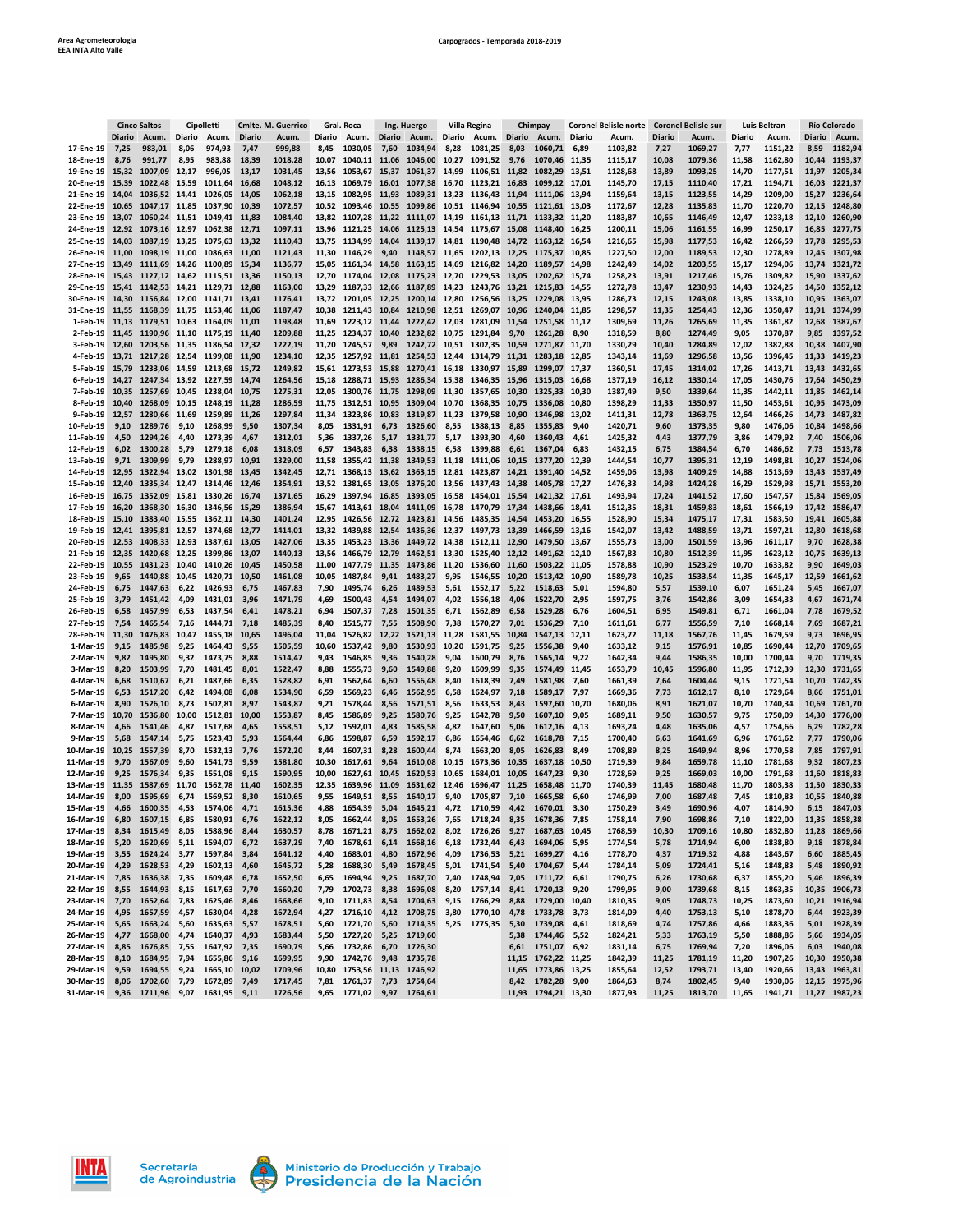Area Agrometeorologia
EEA INTA Alto Valle

Carpogrados - Temporada 2018-2019

| | Cinco Saltos | | Cipolletti | | Cmlte. M. Guerrico | | Gral. Roca | | Ing. Huergo | | Villa Regina | | Chimpay | | Coronel Belisle norte | | Coronel Belisle sur | | Luis Beltran | | Rio Colorado | |
|---|---|---|---|---|---|---|---|---|---|---|---|---|---|---|---|---|---|---|---|---|---|---|
| | Diario | Acum. | Diario | Acum. | Diario | Acum. | Diario | Acum. | Diario | Acum. | Diario | Acum. | Diario | Acum. | Diario | Acum. | Diario | Acum. | Diario | Acum. | Diario | Acum. |
| 17-Ene-19 | 7,25 | 983,01 | 8,06 | 974,93 | 7,47 | 999,88 | 8,45 | 1030,05 | 7,60 | 1034,94 | 8,28 | 1081,25 | 8,03 | 1060,71 | 6,89 | 1103,82 | 7,27 | 1069,27 | 7,77 | 1151,22 | 8,59 | 1182,94 |
| 18-Ene-19 | 8,76 | 991,77 | 8,95 | 983,88 | 18,39 | 1018,28 | 10,07 | 1040,11 | 11,06 | 1046,00 | 10,27 | 1091,52 | 9,76 | 1070,46 | 11,35 | 1115,17 | 10,08 | 1079,36 | 11,58 | 1162,80 | 10,44 | 1193,37 |
| 19-Ene-19 | 15,32 | 1007,09 | 12,17 | 996,05 | 13,17 | 1031,45 | 13,56 | 1053,67 | 15,37 | 1061,37 | 14,99 | 1106,51 | 11,82 | 1082,29 | 13,51 | 1128,68 | 13,89 | 1093,25 | 14,70 | 1177,51 | 11,97 | 1205,34 |
| 20-Ene-19 | 15,39 | 1022,48 | 15,59 | 1011,64 | 16,68 | 1048,12 | 16,13 | 1069,79 | 16,01 | 1077,38 | 16,70 | 1123,21 | 16,83 | 1099,12 | 17,01 | 1145,70 | 17,15 | 1110,40 | 17,21 | 1194,71 | 16,03 | 1221,37 |
| 21-Ene-19 | 14,04 | 1036,52 | 14,41 | 1026,05 | 14,05 | 1062,18 | 13,15 | 1082,95 | 11,93 | 1089,31 | 13,23 | 1136,43 | 11,94 | 1111,06 | 13,94 | 1159,64 | 13,15 | 1123,55 | 14,29 | 1209,00 | 15,27 | 1236,64 |
| 22-Ene-19 | 10,65 | 1047,17 | 11,85 | 1037,90 | 10,39 | 1072,57 | 10,52 | 1093,46 | 10,55 | 1099,86 | 10,51 | 1146,94 | 10,55 | 1121,61 | 13,03 | 1172,67 | 12,28 | 1135,83 | 11,70 | 1220,70 | 12,15 | 1248,80 |
| 23-Ene-19 | 13,07 | 1060,24 | 11,51 | 1049,41 | 11,83 | 1084,40 | 13,82 | 1107,28 | 11,22 | 1111,07 | 14,19 | 1161,13 | 11,71 | 1133,32 | 11,20 | 1183,87 | 10,65 | 1146,49 | 12,47 | 1233,18 | 12,10 | 1260,90 |
| 24-Ene-19 | 12,92 | 1073,16 | 12,97 | 1062,38 | 12,71 | 1097,11 | 13,96 | 1121,25 | 14,06 | 1125,13 | 14,54 | 1175,67 | 15,08 | 1148,40 | 16,25 | 1200,11 | 15,06 | 1161,55 | 16,99 | 1250,17 | 16,85 | 1277,75 |
| 25-Ene-19 | 14,03 | 1087,19 | 13,25 | 1075,63 | 13,32 | 1110,43 | 13,75 | 1134,99 | 14,04 | 1139,17 | 14,81 | 1190,48 | 14,72 | 1163,12 | 16,54 | 1216,65 | 15,98 | 1177,53 | 16,42 | 1266,59 | 17,78 | 1295,53 |
| 26-Ene-19 | 11,00 | 1098,19 | 11,00 | 1086,63 | 11,00 | 1121,43 | 11,30 | 1146,29 | 9,40 | 1148,57 | 11,65 | 1202,13 | 12,25 | 1175,37 | 10,85 | 1227,50 | 12,00 | 1189,53 | 12,30 | 1278,89 | 12,45 | 1307,98 |
| 27-Ene-19 | 13,49 | 1111,69 | 14,26 | 1100,89 | 15,34 | 1136,77 | 15,05 | 1161,34 | 14,58 | 1163,15 | 14,69 | 1216,82 | 14,20 | 1189,57 | 14,98 | 1242,49 | 14,02 | 1203,55 | 15,17 | 1294,06 | 13,74 | 1321,72 |
| 28-Ene-19 | 15,43 | 1127,12 | 14,62 | 1115,51 | 13,36 | 1150,13 | 12,70 | 1174,04 | 12,08 | 1175,23 | 12,70 | 1229,53 | 13,05 | 1202,62 | 15,74 | 1258,23 | 13,91 | 1217,46 | 15,76 | 1309,82 | 15,90 | 1337,62 |
| 29-Ene-19 | 15,41 | 1142,53 | 14,21 | 1129,71 | 12,88 | 1163,00 | 13,29 | 1187,33 | 12,66 | 1187,89 | 14,23 | 1243,76 | 13,21 | 1215,83 | 14,55 | 1272,78 | 13,47 | 1230,93 | 14,43 | 1324,25 | 14,50 | 1352,12 |
| 30-Ene-19 | 14,30 | 1156,84 | 12,00 | 1141,71 | 13,41 | 1176,41 | 13,72 | 1201,05 | 12,25 | 1200,14 | 12,80 | 1256,56 | 13,25 | 1229,08 | 13,95 | 1286,73 | 12,15 | 1243,08 | 13,85 | 1338,10 | 10,95 | 1363,07 |
| 31-Ene-19 | 11,55 | 1168,39 | 11,75 | 1153,46 | 11,06 | 1187,47 | 10,38 | 1211,43 | 10,84 | 1210,98 | 12,51 | 1269,07 | 10,96 | 1240,04 | 11,85 | 1298,57 | 11,35 | 1254,43 | 12,36 | 1350,47 | 11,91 | 1374,99 |
| 1-Feb-19 | 11,13 | 1179,51 | 10,63 | 1164,09 | 11,01 | 1198,48 | 11,69 | 1223,12 | 11,44 | 1222,42 | 12,03 | 1281,09 | 11,54 | 1251,58 | 11,12 | 1309,69 | 11,26 | 1265,69 | 11,35 | 1361,82 | 12,68 | 1387,67 |
| 2-Feb-19 | 11,45 | 1190,96 | 11,10 | 1175,19 | 11,40 | 1209,88 | 11,25 | 1234,37 | 10,40 | 1232,82 | 10,75 | 1291,84 | 9,70 | 1261,28 | 8,90 | 1318,59 | 8,80 | 1274,49 | 9,05 | 1370,87 | 9,85 | 1397,52 |
| 3-Feb-19 | 12,60 | 1203,56 | 11,35 | 1186,54 | 12,32 | 1222,19 | 11,20 | 1245,57 | 9,89 | 1242,72 | 10,51 | 1302,35 | 10,59 | 1271,87 | 11,70 | 1330,29 | 10,40 | 1284,89 | 12,02 | 1382,88 | 10,38 | 1407,90 |
| 4-Feb-19 | 13,71 | 1217,28 | 12,54 | 1199,08 | 11,90 | 1234,10 | 12,35 | 1257,92 | 11,81 | 1254,53 | 12,44 | 1314,79 | 11,31 | 1283,18 | 12,85 | 1343,14 | 11,69 | 1296,58 | 13,56 | 1396,45 | 11,33 | 1419,23 |
| 5-Feb-19 | 15,79 | 1233,06 | 14,59 | 1213,68 | 15,72 | 1249,82 | 15,61 | 1273,53 | 15,88 | 1270,41 | 16,18 | 1330,97 | 15,89 | 1299,07 | 17,37 | 1360,51 | 17,45 | 1314,02 | 17,26 | 1413,71 | 13,43 | 1432,65 |
| 6-Feb-19 | 14,27 | 1247,34 | 13,92 | 1227,59 | 14,74 | 1264,56 | 15,18 | 1288,71 | 15,93 | 1286,34 | 15,38 | 1346,35 | 15,96 | 1315,03 | 16,68 | 1377,19 | 16,12 | 1330,14 | 17,05 | 1430,76 | 17,64 | 1450,29 |
| 7-Feb-19 | 10,35 | 1257,69 | 10,45 | 1238,04 | 10,75 | 1275,31 | 12,05 | 1300,76 | 11,75 | 1298,09 | 11,30 | 1357,65 | 10,30 | 1325,33 | 10,30 | 1387,49 | 9,50 | 1339,64 | 11,35 | 1442,11 | 11,85 | 1462,14 |
| 8-Feb-19 | 10,40 | 1268,09 | 10,15 | 1248,19 | 11,28 | 1286,59 | 11,75 | 1312,51 | 10,95 | 1309,04 | 10,70 | 1368,35 | 10,75 | 1336,08 | 10,80 | 1398,29 | 11,33 | 1350,97 | 11,50 | 1453,61 | 10,95 | 1473,09 |
| 9-Feb-19 | 12,57 | 1280,66 | 11,69 | 1259,89 | 11,26 | 1297,84 | 11,34 | 1323,86 | 10,83 | 1319,87 | 11,23 | 1379,58 | 10,90 | 1346,98 | 13,02 | 1411,31 | 12,78 | 1363,75 | 12,64 | 1466,26 | 14,73 | 1487,82 |
| 10-Feb-19 | 9,10 | 1289,76 | 9,10 | 1268,99 | 9,50 | 1307,34 | 8,05 | 1331,91 | 6,73 | 1326,60 | 8,55 | 1388,13 | 8,85 | 1355,83 | 9,40 | 1420,71 | 9,60 | 1373,35 | 9,80 | 1476,06 | 10,84 | 1498,66 |
| 11-Feb-19 | 4,50 | 1294,26 | 4,40 | 1273,39 | 4,67 | 1312,01 | 5,36 | 1337,26 | 5,17 | 1331,77 | 5,17 | 1393,30 | 4,60 | 1360,43 | 4,61 | 1425,32 | 4,43 | 1377,79 | 3,86 | 1479,92 | 7,40 | 1506,06 |
| 12-Feb-19 | 6,02 | 1300,28 | 5,79 | 1279,18 | 6,08 | 1318,09 | 6,57 | 1343,83 | 6,38 | 1338,15 | 6,58 | 1399,88 | 6,61 | 1367,04 | 6,83 | 1432,15 | 6,75 | 1384,54 | 6,70 | 1486,62 | 7,73 | 1513,78 |
| 13-Feb-19 | 9,71 | 1309,99 | 9,79 | 1288,97 | 10,91 | 1329,00 | 11,58 | 1355,42 | 11,38 | 1349,53 | 11,18 | 1411,06 | 10,15 | 1377,20 | 12,39 | 1444,54 | 10,77 | 1395,31 | 12,19 | 1498,81 | 10,27 | 1524,06 |
| 14-Feb-19 | 12,95 | 1322,94 | 13,02 | 1301,98 | 13,45 | 1342,45 | 12,71 | 1368,13 | 13,62 | 1363,15 | 12,81 | 1423,87 | 14,21 | 1391,40 | 14,52 | 1459,06 | 13,98 | 1409,29 | 14,88 | 1513,69 | 13,43 | 1537,49 |
| 15-Feb-19 | 12,40 | 1335,34 | 12,47 | 1314,46 | 12,46 | 1354,91 | 13,52 | 1381,65 | 13,05 | 1376,20 | 13,56 | 1437,43 | 14,38 | 1405,78 | 17,27 | 1476,33 | 14,98 | 1424,28 | 16,29 | 1529,98 | 15,71 | 1553,20 |
| 16-Feb-19 | 16,75 | 1352,09 | 15,81 | 1330,26 | 16,74 | 1371,65 | 16,29 | 1397,94 | 16,85 | 1393,05 | 16,58 | 1454,01 | 15,54 | 1421,32 | 17,61 | 1493,94 | 17,24 | 1441,52 | 17,60 | 1547,57 | 15,84 | 1569,05 |
| 17-Feb-19 | 16,20 | 1368,30 | 16,30 | 1346,56 | 15,29 | 1386,94 | 15,67 | 1413,61 | 18,04 | 1411,09 | 16,78 | 1470,79 | 17,34 | 1438,66 | 18,41 | 1512,35 | 18,31 | 1459,83 | 18,61 | 1566,19 | 17,42 | 1586,47 |
| 18-Feb-19 | 15,10 | 1383,40 | 15,55 | 1362,11 | 14,30 | 1401,24 | 12,95 | 1426,56 | 12,72 | 1423,81 | 14,56 | 1485,35 | 14,54 | 1453,20 | 16,55 | 1528,90 | 15,34 | 1475,17 | 17,31 | 1583,50 | 19,41 | 1605,88 |
| 19-Feb-19 | 12,41 | 1395,81 | 12,57 | 1374,68 | 12,77 | 1414,01 | 13,32 | 1439,88 | 12,54 | 1436,36 | 12,37 | 1497,73 | 13,39 | 1466,59 | 13,16 | 1542,07 | 13,42 | 1488,59 | 13,71 | 1597,21 | 12,80 | 1618,68 |
| 20-Feb-19 | 12,53 | 1408,33 | 12,93 | 1387,61 | 13,05 | 1427,06 | 13,35 | 1453,23 | 13,36 | 1449,72 | 14,38 | 1512,11 | 12,90 | 1479,50 | 13,67 | 1555,73 | 13,00 | 1501,59 | 13,96 | 1611,17 | 9,70 | 1628,38 |
| 21-Feb-19 | 12,35 | 1420,68 | 12,25 | 1399,86 | 13,07 | 1440,13 | 13,56 | 1466,79 | 12,79 | 1462,51 | 13,30 | 1525,40 | 12,12 | 1491,62 | 12,10 | 1567,83 | 10,80 | 1512,39 | 11,95 | 1623,12 | 10,75 | 1639,13 |
| 22-Feb-19 | 10,55 | 1431,23 | 10,40 | 1410,26 | 10,45 | 1450,58 | 11,00 | 1477,79 | 11,35 | 1473,86 | 11,20 | 1536,60 | 11,60 | 1503,22 | 11,05 | 1578,88 | 10,90 | 1523,29 | 10,70 | 1633,82 | 9,90 | 1649,03 |
| 23-Feb-19 | 9,65 | 1440,88 | 10,45 | 1420,71 | 10,50 | 1461,08 | 10,05 | 1487,84 | 9,41 | 1483,27 | 9,95 | 1546,55 | 10,20 | 1513,42 | 10,90 | 1589,78 | 10,25 | 1533,54 | 11,35 | 1645,17 | 12,59 | 1661,62 |
| 24-Feb-19 | 6,75 | 1447,63 | 6,22 | 1426,93 | 6,75 | 1467,83 | 7,90 | 1495,74 | 6,26 | 1489,53 | 5,61 | 1552,17 | 5,22 | 1518,63 | 5,01 | 1594,80 | 5,57 | 1539,10 | 6,07 | 1651,24 | 5,45 | 1667,07 |
| 25-Feb-19 | 3,79 | 1451,42 | 4,09 | 1431,01 | 3,96 | 1471,79 | 4,69 | 1500,43 | 4,54 | 1494,07 | 4,02 | 1556,18 | 4,06 | 1522,70 | 2,95 | 1597,75 | 3,76 | 1542,86 | 3,09 | 1654,33 | 4,67 | 1671,74 |
| 26-Feb-19 | 6,58 | 1457,99 | 6,53 | 1437,54 | 6,41 | 1478,21 | 6,94 | 1507,37 | 7,28 | 1501,35 | 6,71 | 1562,89 | 6,58 | 1529,28 | 6,76 | 1604,51 | 6,95 | 1549,81 | 6,71 | 1661,04 | 7,78 | 1679,52 |
| 27-Feb-19 | 7,54 | 1465,54 | 7,16 | 1444,71 | 7,18 | 1485,39 | 8,40 | 1515,77 | 7,55 | 1508,90 | 7,38 | 1570,27 | 7,01 | 1536,29 | 7,10 | 1611,61 | 6,77 | 1556,59 | 7,10 | 1668,14 | 7,69 | 1687,21 |
| 28-Feb-19 | 11,30 | 1476,83 | 10,47 | 1455,18 | 10,65 | 1496,04 | 11,04 | 1526,82 | 12,22 | 1521,13 | 11,28 | 1581,55 | 10,84 | 1547,13 | 12,11 | 1623,72 | 11,18 | 1567,76 | 11,45 | 1679,59 | 9,73 | 1696,95 |
| 1-Mar-19 | 9,15 | 1485,98 | 9,25 | 1464,43 | 9,55 | 1505,59 | 10,60 | 1537,42 | 9,80 | 1530,93 | 10,20 | 1591,75 | 9,25 | 1556,38 | 9,40 | 1633,12 | 9,15 | 1576,91 | 10,85 | 1690,44 | 12,70 | 1709,65 |
| 2-Mar-19 | 9,82 | 1495,80 | 9,32 | 1473,75 | 8,88 | 1514,47 | 9,43 | 1546,85 | 9,36 | 1540,28 | 9,04 | 1600,79 | 8,76 | 1565,14 | 9,22 | 1642,34 | 9,44 | 1586,35 | 10,00 | 1700,44 | 9,70 | 1719,35 |
| 3-Mar-19 | 8,20 | 1503,99 | 7,70 | 1481,45 | 8,01 | 1522,47 | 8,88 | 1555,73 | 9,60 | 1549,88 | 9,20 | 1609,99 | 9,35 | 1574,49 | 11,45 | 1653,79 | 10,45 | 1596,80 | 11,95 | 1712,39 | 12,30 | 1731,65 |
| 4-Mar-19 | 6,68 | 1510,67 | 6,21 | 1487,66 | 6,35 | 1528,82 | 6,91 | 1562,64 | 6,60 | 1556,48 | 8,40 | 1618,39 | 7,49 | 1581,98 | 7,60 | 1661,39 | 7,64 | 1604,44 | 9,15 | 1721,54 | 10,70 | 1742,35 |
| 5-Mar-19 | 6,53 | 1517,20 | 6,42 | 1494,08 | 6,08 | 1534,90 | 6,59 | 1569,23 | 6,46 | 1562,95 | 6,58 | 1624,97 | 7,18 | 1589,17 | 7,97 | 1669,36 | 7,73 | 1612,17 | 8,10 | 1729,64 | 8,66 | 1751,01 |
| 6-Mar-19 | 8,90 | 1526,10 | 8,73 | 1502,81 | 8,97 | 1543,87 | 9,21 | 1578,44 | 8,56 | 1571,51 | 8,56 | 1633,53 | 8,43 | 1597,60 | 10,70 | 1680,06 | 8,91 | 1621,07 | 10,70 | 1740,34 | 10,69 | 1761,70 |
| 7-Mar-19 | 10,70 | 1536,80 | 10,00 | 1512,81 | 10,00 | 1553,87 | 8,45 | 1586,89 | 9,25 | 1580,76 | 9,25 | 1642,78 | 9,50 | 1607,10 | 9,05 | 1689,11 | 9,50 | 1630,57 | 9,75 | 1750,09 | 14,30 | 1776,00 |
| 8-Mar-19 | 4,66 | 1541,46 | 4,87 | 1517,68 | 4,65 | 1558,51 | 5,12 | 1592,01 | 4,83 | 1585,58 | 4,82 | 1647,60 | 5,06 | 1612,16 | 4,13 | 1693,24 | 4,48 | 1635,06 | 4,57 | 1754,66 | 6,29 | 1782,28 |
| 9-Mar-19 | 5,68 | 1547,14 | 5,75 | 1523,43 | 5,93 | 1564,44 | 6,86 | 1598,87 | 6,59 | 1592,17 | 6,86 | 1654,46 | 6,62 | 1618,78 | 7,15 | 1700,40 | 6,63 | 1641,69 | 6,96 | 1761,62 | 7,77 | 1790,06 |
| 10-Mar-19 | 10,25 | 1557,39 | 8,70 | 1532,13 | 7,76 | 1572,20 | 8,44 | 1607,31 | 8,28 | 1600,44 | 8,74 | 1663,20 | 8,05 | 1626,83 | 8,49 | 1708,89 | 8,25 | 1649,94 | 8,96 | 1770,58 | 7,85 | 1797,91 |
| 11-Mar-19 | 9,70 | 1567,09 | 9,60 | 1541,73 | 9,59 | 1581,80 | 10,30 | 1617,61 | 9,64 | 1610,08 | 10,15 | 1673,36 | 10,35 | 1637,18 | 10,50 | 1719,39 | 9,84 | 1659,78 | 11,10 | 1781,68 | 9,32 | 1807,23 |
| 12-Mar-19 | 9,25 | 1576,34 | 9,35 | 1551,08 | 9,15 | 1590,95 | 10,00 | 1627,61 | 10,45 | 1620,53 | 10,65 | 1684,01 | 10,05 | 1647,23 | 9,30 | 1728,69 | 9,25 | 1669,03 | 10,00 | 1791,68 | 11,60 | 1818,83 |
| 13-Mar-19 | 11,35 | 1587,69 | 11,70 | 1562,78 | 11,40 | 1602,35 | 12,35 | 1639,96 | 11,09 | 1631,62 | 12,46 | 1696,47 | 11,25 | 1658,48 | 11,70 | 1740,39 | 11,45 | 1680,48 | 11,70 | 1803,38 | 11,50 | 1830,33 |
| 14-Mar-19 | 8,00 | 1595,69 | 6,74 | 1569,52 | 8,30 | 1610,65 | 9,55 | 1649,51 | 8,55 | 1640,17 | 9,40 | 1705,87 | 7,10 | 1665,58 | 6,60 | 1746,99 | 7,00 | 1687,48 | 7,45 | 1810,83 | 10,55 | 1840,88 |
| 15-Mar-19 | 4,66 | 1600,35 | 4,53 | 1574,06 | 4,71 | 1615,36 | 4,88 | 1654,39 | 5,04 | 1645,21 | 4,72 | 1710,59 | 4,42 | 1670,01 | 3,30 | 1750,29 | 3,49 | 1690,96 | 4,07 | 1814,90 | 6,15 | 1847,03 |
| 16-Mar-19 | 6,80 | 1607,15 | 6,85 | 1580,91 | 6,76 | 1622,12 | 8,05 | 1662,44 | 8,05 | 1653,26 | 7,65 | 1718,24 | 8,35 | 1678,36 | 7,85 | 1758,14 | 7,90 | 1698,86 | 7,10 | 1822,00 | 11,35 | 1858,38 |
| 17-Mar-19 | 8,34 | 1615,49 | 8,05 | 1588,96 | 8,44 | 1630,57 | 8,78 | 1671,21 | 8,75 | 1662,02 | 8,02 | 1726,26 | 9,27 | 1687,63 | 10,45 | 1768,59 | 10,30 | 1709,16 | 10,80 | 1832,80 | 11,28 | 1869,66 |
| 18-Mar-19 | 5,20 | 1620,69 | 5,11 | 1594,07 | 6,72 | 1637,29 | 7,40 | 1678,61 | 6,14 | 1668,16 | 6,18 | 1732,44 | 6,43 | 1694,06 | 5,95 | 1774,54 | 5,78 | 1714,94 | 6,00 | 1838,80 | 9,18 | 1878,84 |
| 19-Mar-19 | 3,55 | 1624,24 | 3,77 | 1597,84 | 3,84 | 1641,12 | 4,40 | 1683,01 | 4,80 | 1672,96 | 4,09 | 1736,53 | 5,21 | 1699,27 | 4,16 | 1778,70 | 4,37 | 1719,32 | 4,88 | 1843,67 | 6,60 | 1885,45 |
| 20-Mar-19 | 4,29 | 1628,53 | 4,29 | 1602,13 | 4,60 | 1645,72 | 5,28 | 1688,30 | 5,49 | 1678,45 | 5,01 | 1741,54 | 5,40 | 1704,67 | 5,44 | 1784,14 | 5,09 | 1724,41 | 5,16 | 1848,83 | 5,48 | 1890,92 |
| 21-Mar-19 | 7,85 | 1636,38 | 7,35 | 1609,48 | 6,78 | 1652,50 | 6,65 | 1694,94 | 9,25 | 1687,70 | 7,40 | 1748,94 | 7,05 | 1711,72 | 6,61 | 1790,75 | 6,26 | 1730,68 | 6,37 | 1855,20 | 5,46 | 1896,39 |
| 22-Mar-19 | 8,55 | 1644,93 | 8,15 | 1617,63 | 7,70 | 1660,20 | 7,79 | 1702,73 | 8,38 | 1696,08 | 8,20 | 1757,14 | 8,41 | 1720,13 | 9,20 | 1799,95 | 9,00 | 1739,68 | 8,15 | 1863,35 | 10,35 | 1906,73 |
| 23-Mar-19 | 7,70 | 1652,64 | 7,83 | 1625,46 | 8,46 | 1668,66 | 9,10 | 1711,83 | 8,54 | 1704,63 | 9,15 | 1766,29 | 8,88 | 1729,00 | 10,40 | 1810,35 | 9,05 | 1748,73 | 10,25 | 1873,60 | 10,21 | 1916,94 |
| 24-Mar-19 | 4,95 | 1657,59 | 4,57 | 1630,04 | 4,28 | 1672,94 | 4,27 | 1716,10 | 4,12 | 1708,75 | 3,80 | 1770,10 | 4,78 | 1733,78 | 3,73 | 1814,09 | 4,40 | 1753,13 | 5,10 | 1878,70 | 6,44 | 1923,39 |
| 25-Mar-19 | 5,65 | 1663,24 | 5,60 | 1635,63 | 5,57 | 1678,51 | 5,60 | 1721,70 | 5,60 | 1714,35 | 5,25 | 1775,35 | 5,30 | 1739,08 | 4,61 | 1818,69 | 4,74 | 1757,86 | 4,66 | 1883,36 | 5,01 | 1928,39 |
| 26-Mar-19 | 4,77 | 1668,00 | 4,74 | 1640,37 | 4,93 | 1683,44 | 5,50 | 1727,20 | 5,25 | 1719,60 | | | 5,38 | 1744,46 | 5,52 | 1824,21 | 5,33 | 1763,19 | 5,50 | 1888,86 | 5,66 | 1934,05 |
| 27-Mar-19 | 8,85 | 1676,85 | 7,55 | 1647,92 | 7,35 | 1690,79 | 5,66 | 1732,86 | 6,70 | 1726,30 | | | 6,61 | 1751,07 | 6,92 | 1831,14 | 6,75 | 1769,94 | 7,20 | 1896,06 | 6,03 | 1940,08 |
| 28-Mar-19 | 8,10 | 1684,95 | 7,94 | 1655,86 | 9,16 | 1699,95 | 9,90 | 1742,76 | 9,48 | 1735,78 | | | 11,15 | 1762,22 | 11,25 | 1842,39 | 11,25 | 1781,19 | 11,20 | 1907,26 | 10,30 | 1950,38 |
| 29-Mar-19 | 9,59 | 1694,55 | 9,24 | 1665,10 | 10,02 | 1709,96 | 10,80 | 1753,56 | 11,13 | 1746,92 | | | 11,65 | 1773,86 | 13,25 | 1855,64 | 12,52 | 1793,71 | 13,40 | 1920,66 | 13,43 | 1963,81 |
| 30-Mar-19 | 8,06 | 1702,60 | 7,79 | 1672,89 | 7,49 | 1717,45 | 7,81 | 1761,37 | 7,73 | 1754,64 | | | 8,42 | 1782,28 | 9,00 | 1864,63 | 8,74 | 1802,45 | 9,40 | 1930,06 | 12,15 | 1975,96 |
| 31-Mar-19 | 9,36 | 1711,96 | 9,07 | 1681,95 | 9,11 | 1726,56 | 9,65 | 1771,02 | 9,97 | 1764,61 | | | 11,93 | 1794,21 | 13,30 | 1877,93 | 11,25 | 1813,70 | 11,65 | 1941,71 | 11,27 | 1987,23 |

Secretaría de Agroindustria

Ministerio de Producción y Trabajo
Presidencia de la Nación